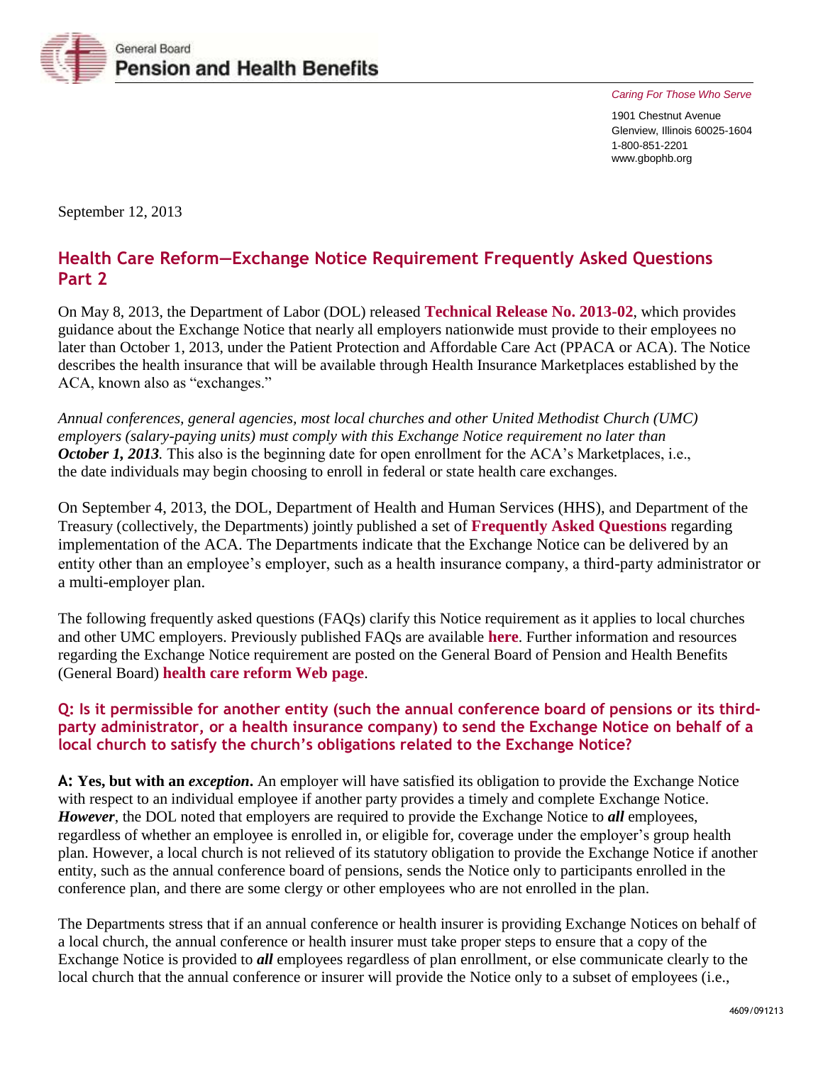General Board
**Pension and Health Benefits**

*Caring For Those Who Serve*

1901 Chestnut Avenue
Glenview, Illinois 60025-1604
1-800-851-2201
www.gbophb.org

September 12, 2013

## Health Care Reform—Exchange Notice Requirement Frequently Asked Questions Part 2

On May 8, 2013, the Department of Labor (DOL) released **Technical Release No. 2013-02**, which provides guidance about the Exchange Notice that nearly all employers nationwide must provide to their employees no later than October 1, 2013, under the Patient Protection and Affordable Care Act (PPACA or ACA). The Notice describes the health insurance that will be available through Health Insurance Marketplaces established by the ACA, known also as "exchanges."

*Annual conferences, general agencies, most local churches and other United Methodist Church (UMC) employers (salary-paying units) must comply with this Exchange Notice requirement no later than* ***October 1, 2013***. This also is the beginning date for open enrollment for the ACA's Marketplaces, i.e., the date individuals may begin choosing to enroll in federal or state health care exchanges.

On September 4, 2013, the DOL, Department of Health and Human Services (HHS), and Department of the Treasury (collectively, the Departments) jointly published a set of **Frequently Asked Questions** regarding implementation of the ACA. The Departments indicate that the Exchange Notice can be delivered by an entity other than an employee's employer, such as a health insurance company, a third-party administrator or a multi-employer plan.

The following frequently asked questions (FAQs) clarify this Notice requirement as it applies to local churches and other UMC employers. Previously published FAQs are available **here**. Further information and resources regarding the Exchange Notice requirement are posted on the General Board of Pension and Health Benefits (General Board) **health care reform Web page**.

### Q: Is it permissible for another entity (such the annual conference board of pensions or its third-party administrator, or a health insurance company) to send the Exchange Notice on behalf of a local church to satisfy the church's obligations related to the Exchange Notice?

**A: Yes, but with an *exception*.** An employer will have satisfied its obligation to provide the Exchange Notice with respect to an individual employee if another party provides a timely and complete Exchange Notice. ***However***, the DOL noted that employers are required to provide the Exchange Notice to ***all*** employees, regardless of whether an employee is enrolled in, or eligible for, coverage under the employer's group health plan. However, a local church is not relieved of its statutory obligation to provide the Exchange Notice if another entity, such as the annual conference board of pensions, sends the Notice only to participants enrolled in the conference plan, and there are some clergy or other employees who are not enrolled in the plan.

The Departments stress that if an annual conference or health insurer is providing Exchange Notices on behalf of a local church, the annual conference or health insurer must take proper steps to ensure that a copy of the Exchange Notice is provided to ***all*** employees regardless of plan enrollment, or else communicate clearly to the local church that the annual conference or insurer will provide the Notice only to a subset of employees (i.e.,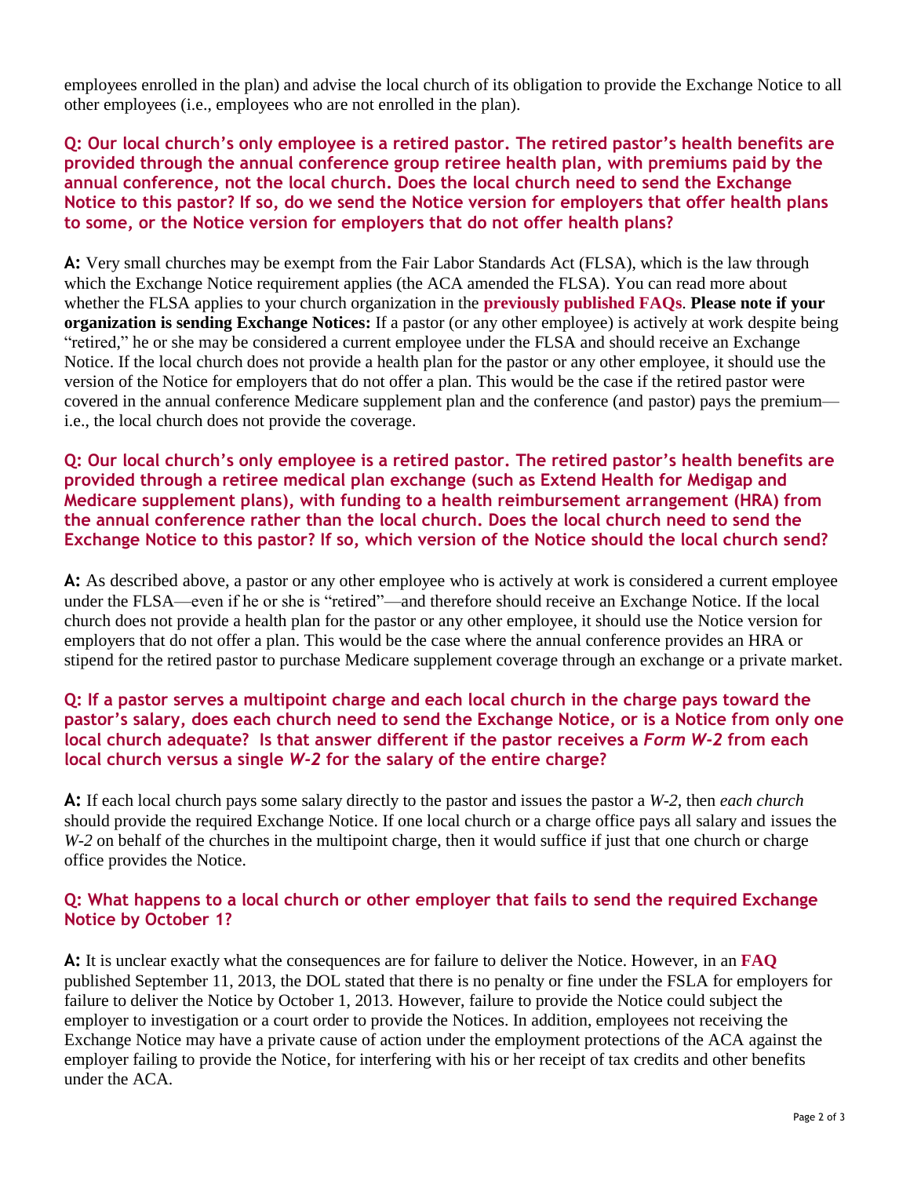employees enrolled in the plan) and advise the local church of its obligation to provide the Exchange Notice to all other employees (i.e., employees who are not enrolled in the plan).

### Q: Our local church's only employee is a retired pastor. The retired pastor's health benefits are provided through the annual conference group retiree health plan, with premiums paid by the annual conference, not the local church. Does the local church need to send the Exchange Notice to this pastor? If so, do we send the Notice version for employers that offer health plans to some, or the Notice version for employers that do not offer health plans?

**A:** Very small churches may be exempt from the Fair Labor Standards Act (FLSA), which is the law through which the Exchange Notice requirement applies (the ACA amended the FLSA). You can read more about whether the FLSA applies to your church organization in the **previously published FAQs**. **Please note if your organization is sending Exchange Notices:** If a pastor (or any other employee) is actively at work despite being "retired," he or she may be considered a current employee under the FLSA and should receive an Exchange Notice. If the local church does not provide a health plan for the pastor or any other employee, it should use the version of the Notice for employers that do not offer a plan. This would be the case if the retired pastor were covered in the annual conference Medicare supplement plan and the conference (and pastor) pays the premium—i.e., the local church does not provide the coverage.

### Q: Our local church's only employee is a retired pastor. The retired pastor's health benefits are provided through a retiree medical plan exchange (such as Extend Health for Medigap and Medicare supplement plans), with funding to a health reimbursement arrangement (HRA) from the annual conference rather than the local church. Does the local church need to send the Exchange Notice to this pastor? If so, which version of the Notice should the local church send?

**A:** As described above, a pastor or any other employee who is actively at work is considered a current employee under the FLSA—even if he or she is "retired"—and therefore should receive an Exchange Notice. If the local church does not provide a health plan for the pastor or any other employee, it should use the Notice version for employers that do not offer a plan. This would be the case where the annual conference provides an HRA or stipend for the retired pastor to purchase Medicare supplement coverage through an exchange or a private market.

### Q: If a pastor serves a multipoint charge and each local church in the charge pays toward the pastor's salary, does each church need to send the Exchange Notice, or is a Notice from only one local church adequate? Is that answer different if the pastor receives a *Form W-2* from each local church versus a single *W-2* for the salary of the entire charge?

**A:** If each local church pays some salary directly to the pastor and issues the pastor a *W-2*, then *each church* should provide the required Exchange Notice. If one local church or a charge office pays all salary and issues the *W-2* on behalf of the churches in the multipoint charge, then it would suffice if just that one church or charge office provides the Notice.

### Q: What happens to a local church or other employer that fails to send the required Exchange Notice by October 1?

**A:** It is unclear exactly what the consequences are for failure to deliver the Notice. However, in an **FAQ** published September 11, 2013, the DOL stated that there is no penalty or fine under the FSLA for employers for failure to deliver the Notice by October 1, 2013. However, failure to provide the Notice could subject the employer to investigation or a court order to provide the Notices. In addition, employees not receiving the Exchange Notice may have a private cause of action under the employment protections of the ACA against the employer failing to provide the Notice, for interfering with his or her receipt of tax credits and other benefits under the ACA.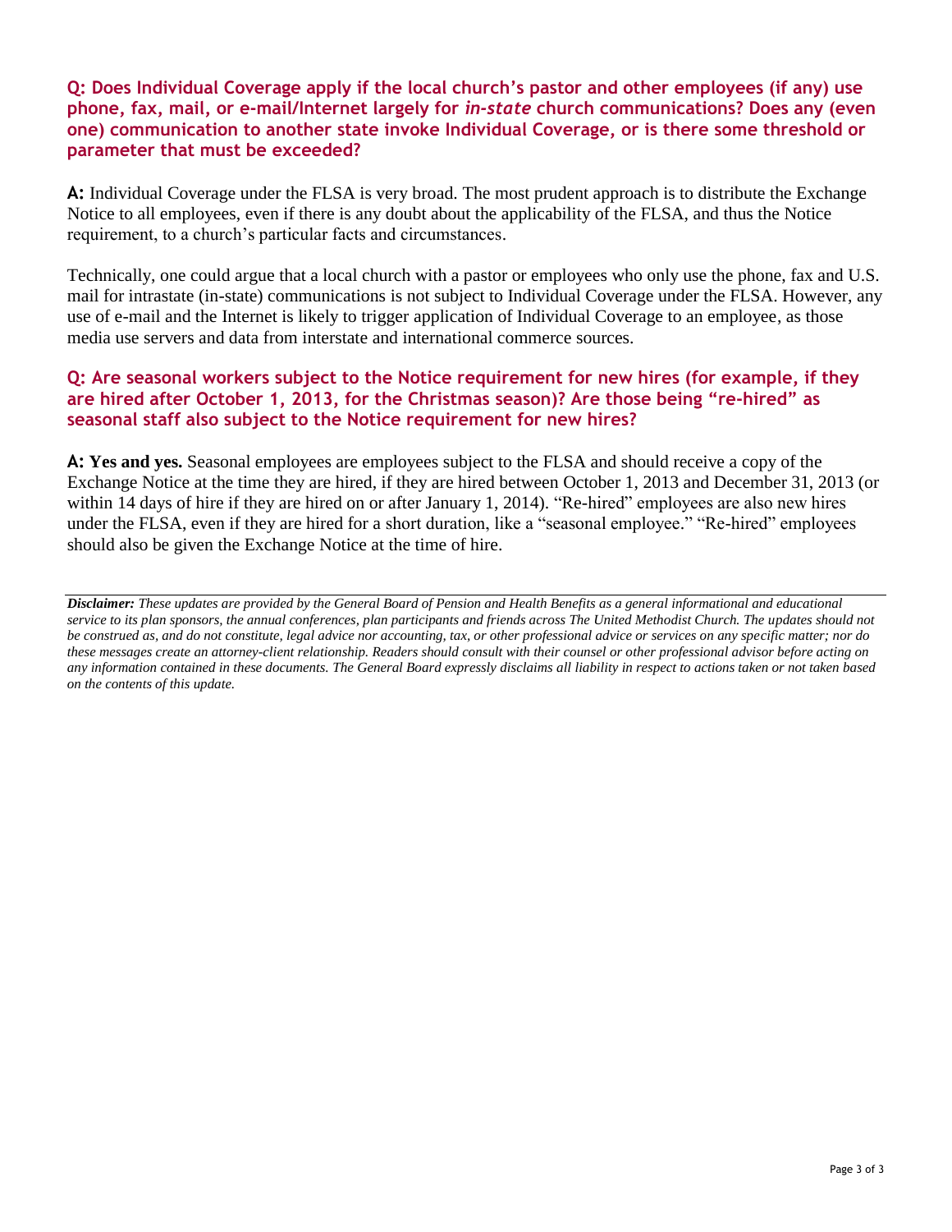### Q: Does Individual Coverage apply if the local church's pastor and other employees (if any) use phone, fax, mail, or e-mail/Internet largely for *in-state* church communications? Does any (even one) communication to another state invoke Individual Coverage, or is there some threshold or parameter that must be exceeded?

**A:** Individual Coverage under the FLSA is very broad. The most prudent approach is to distribute the Exchange Notice to all employees, even if there is any doubt about the applicability of the FLSA, and thus the Notice requirement, to a church's particular facts and circumstances.

Technically, one could argue that a local church with a pastor or employees who only use the phone, fax and U.S. mail for intrastate (in-state) communications is not subject to Individual Coverage under the FLSA. However, any use of e-mail and the Internet is likely to trigger application of Individual Coverage to an employee, as those media use servers and data from interstate and international commerce sources.

### Q: Are seasonal workers subject to the Notice requirement for new hires (for example, if they are hired after October 1, 2013, for the Christmas season)? Are those being "re-hired" as seasonal staff also subject to the Notice requirement for new hires?

**A: Yes and yes.** Seasonal employees are employees subject to the FLSA and should receive a copy of the Exchange Notice at the time they are hired, if they are hired between October 1, 2013 and December 31, 2013 (or within 14 days of hire if they are hired on or after January 1, 2014). "Re-hired" employees are also new hires under the FLSA, even if they are hired for a short duration, like a "seasonal employee." "Re-hired" employees should also be given the Exchange Notice at the time of hire.

---

***Disclaimer:*** *These updates are provided by the General Board of Pension and Health Benefits as a general informational and educational service to its plan sponsors, the annual conferences, plan participants and friends across The United Methodist Church. The updates should not be construed as, and do not constitute, legal advice nor accounting, tax, or other professional advice or services on any specific matter; nor do these messages create an attorney-client relationship. Readers should consult with their counsel or other professional advisor before acting on any information contained in these documents. The General Board expressly disclaims all liability in respect to actions taken or not taken based on the contents of this update.*